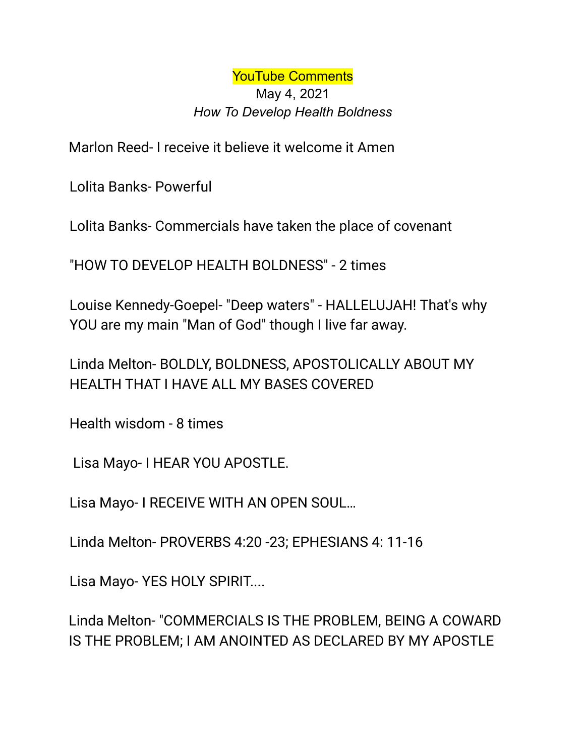YouTube Comments

May 4, 2021

*How To Develop Health Boldness*

Marlon Reed- I receive it believe it welcome it Amen

Lolita Banks- Powerful

Lolita Banks- Commercials have taken the place of covenant

"HOW TO DEVELOP HEALTH BOLDNESS" - 2 times

Louise Kennedy-Goepel- "Deep waters" - HALLELUJAH! That's why YOU are my main "Man of God" though I live far away.

Linda Melton- BOLDLY, BOLDNESS, APOSTOLICALLY ABOUT MY HEALTH THAT I HAVE ALL MY BASES COVERED

Health wisdom - 8 times

Lisa Mayo- I HEAR YOU APOSTLE.

Lisa Mayo- I RECEIVE WITH AN OPEN SOUL…

Linda Melton- PROVERBS 4:20 -23; EPHESIANS 4: 11-16

Lisa Mayo- YES HOLY SPIRIT....

Linda Melton- "COMMERCIALS IS THE PROBLEM, BEING A COWARD IS THE PROBLEM; I AM ANOINTED AS DECLARED BY MY APOSTLE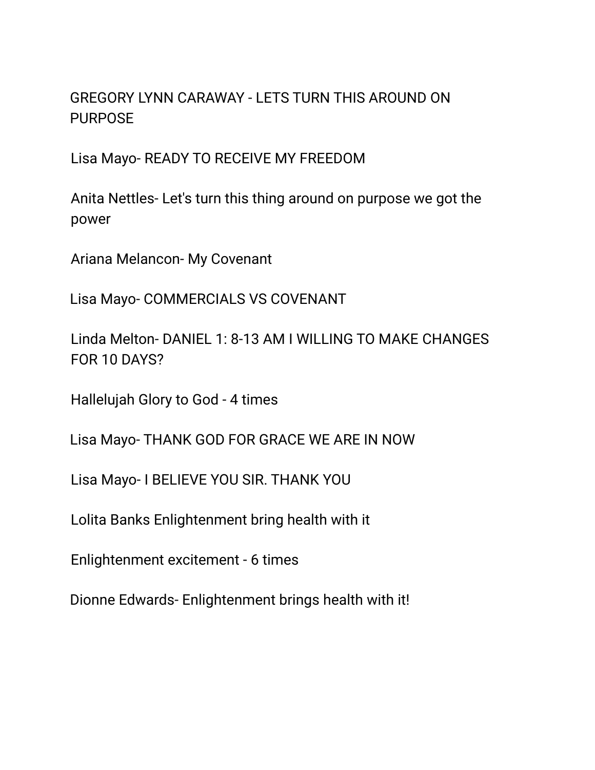GREGORY LYNN CARAWAY - LETS TURN THIS AROUND ON PURPOSE

Lisa Mayo- READY TO RECEIVE MY FREEDOM

Anita Nettles- Let's turn this thing around on purpose we got the power

Ariana Melancon- My Covenant

Lisa Mayo- COMMERCIALS VS COVENANT

Linda Melton- DANIEL 1: 8-13 AM I WILLING TO MAKE CHANGES FOR 10 DAYS?

Hallelujah Glory to God - 4 times

Lisa Mayo- THANK GOD FOR GRACE WE ARE IN NOW

Lisa Mayo- I BELIEVE YOU SIR. THANK YOU

Lolita Banks Enlightenment bring health with it

Enlightenment excitement - 6 times

Dionne Edwards- Enlightenment brings health with it!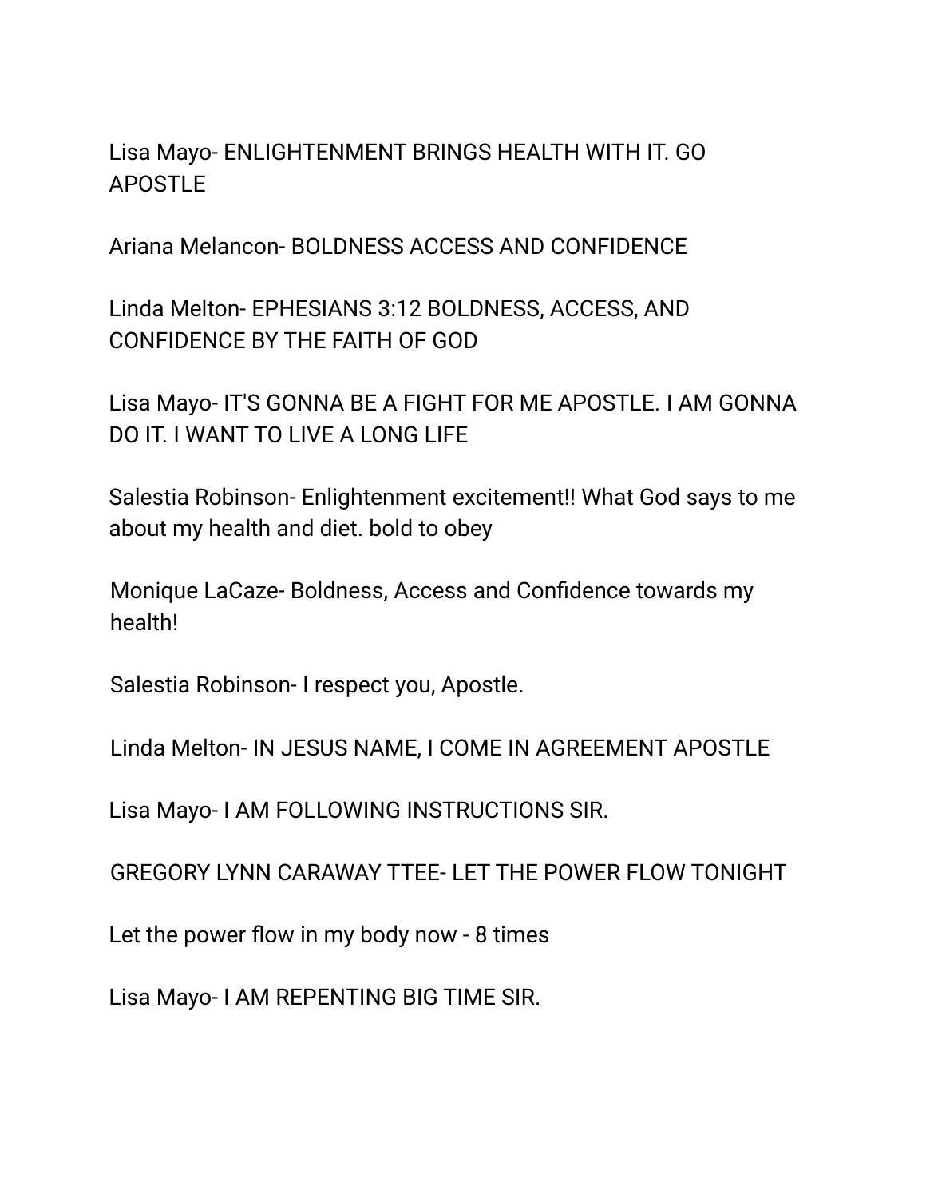Lisa Mayo- ENLIGHTENMENT BRINGS HEALTH WITH IT. GO APOSTLE

Ariana Melancon- BOLDNESS ACCESS AND CONFIDENCE

Linda Melton- EPHESIANS 3:12 BOLDNESS, ACCESS, AND CONFIDENCE BY THE FAITH OF GOD

Lisa Mayo- IT'S GONNA BE A FIGHT FOR ME APOSTLE. I AM GONNA DO IT. I WANT TO LIVE A LONG LIFE

Salestia Robinson- Enlightenment excitement!! What God says to me about my health and diet. bold to obey

Monique LaCaze- Boldness, Access and Confidence towards my health!

Salestia Robinson- I respect you, Apostle.

Linda Melton- IN JESUS NAME, I COME IN AGREEMENT APOSTLE

Lisa Mayo- I AM FOLLOWING INSTRUCTIONS SIR.

GREGORY LYNN CARAWAY TTEE- LET THE POWER FLOW TONIGHT

Let the power flow in my body now - 8 times

Lisa Mayo- I AM REPENTING BIG TIME SIR.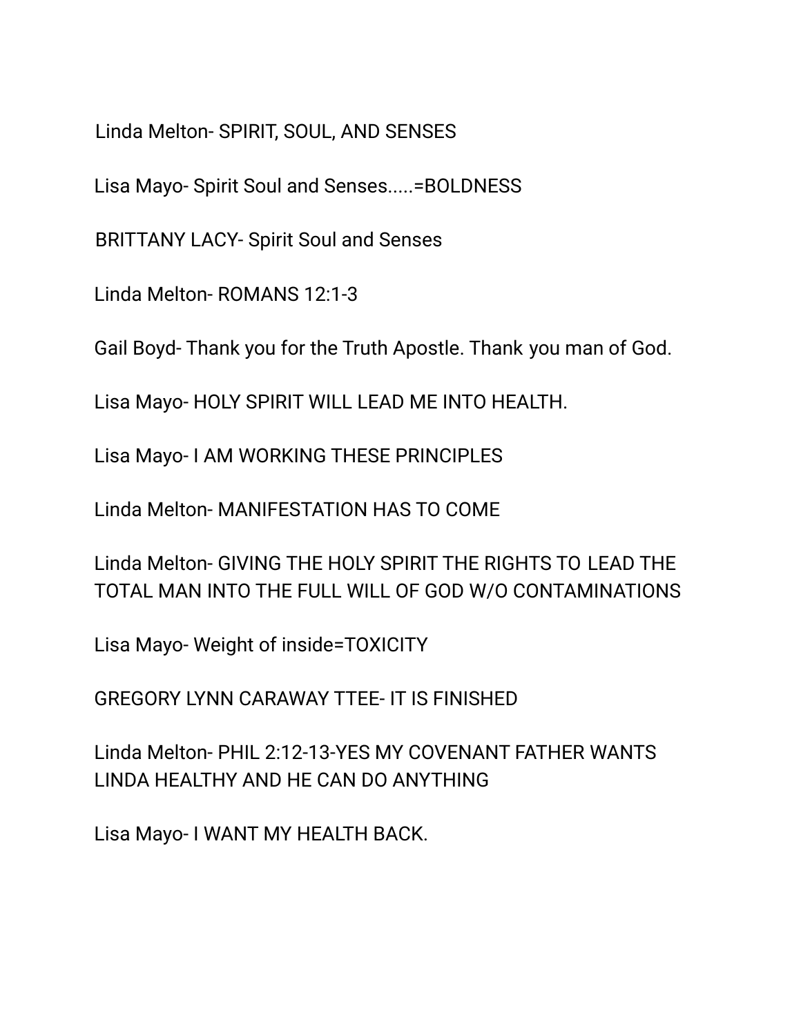Linda Melton- SPIRIT, SOUL, AND SENSES

Lisa Mayo- Spirit Soul and Senses.....=BOLDNESS

BRITTANY LACY- Spirit Soul and Senses

Linda Melton- ROMANS 12:1-3

Gail Boyd- Thank you for the Truth Apostle. Thank you man of God.

Lisa Mayo- HOLY SPIRIT WILL LEAD ME INTO HEALTH.

Lisa Mayo- I AM WORKING THESE PRINCIPLES

Linda Melton- MANIFESTATION HAS TO COME

Linda Melton- GIVING THE HOLY SPIRIT THE RIGHTS TO LEAD THE TOTAL MAN INTO THE FULL WILL OF GOD W/O CONTAMINATIONS

Lisa Mayo- Weight of inside=TOXICITY

GREGORY LYNN CARAWAY TTEE- IT IS FINISHED

Linda Melton- PHIL 2:12-13-YES MY COVENANT FATHER WANTS LINDA HEALTHY AND HE CAN DO ANYTHING

Lisa Mayo- I WANT MY HEALTH BACK.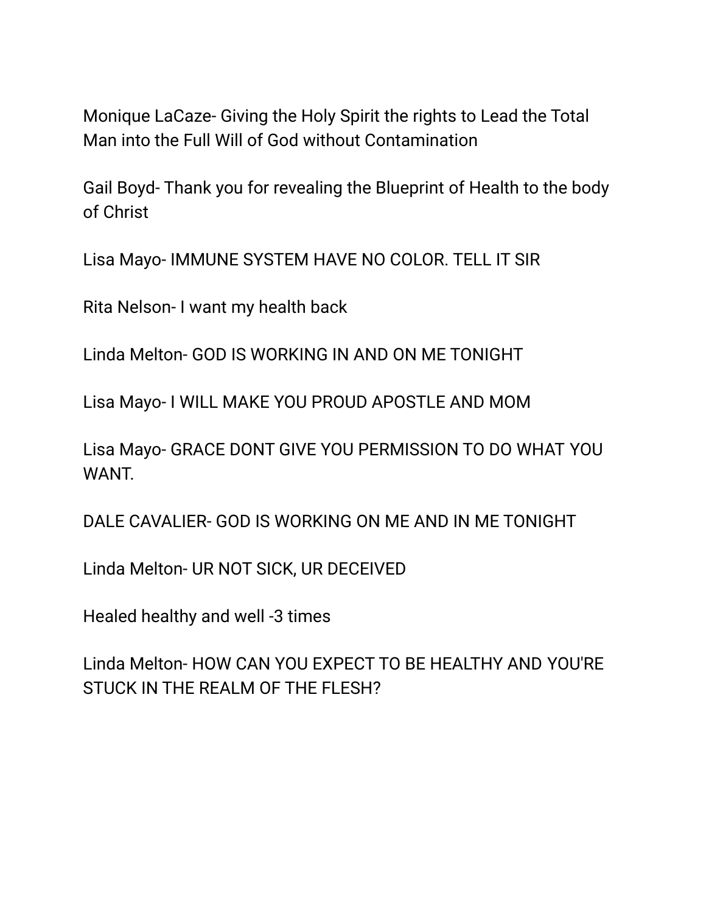Monique LaCaze- Giving the Holy Spirit the rights to Lead the Total Man into the Full Will of God without Contamination

Gail Boyd- Thank you for revealing the Blueprint of Health to the body of Christ

Lisa Mayo- IMMUNE SYSTEM HAVE NO COLOR. TELL IT SIR

Rita Nelson- I want my health back

Linda Melton- GOD IS WORKING IN AND ON ME TONIGHT

Lisa Mayo- I WILL MAKE YOU PROUD APOSTLE AND MOM

Lisa Mayo- GRACE DONT GIVE YOU PERMISSION TO DO WHAT YOU WANT.

DALE CAVALIER- GOD IS WORKING ON ME AND IN ME TONIGHT

Linda Melton- UR NOT SICK, UR DECEIVED

Healed healthy and well -3 times

Linda Melton- HOW CAN YOU EXPECT TO BE HEALTHY AND YOU'RE STUCK IN THE REALM OF THE FLESH?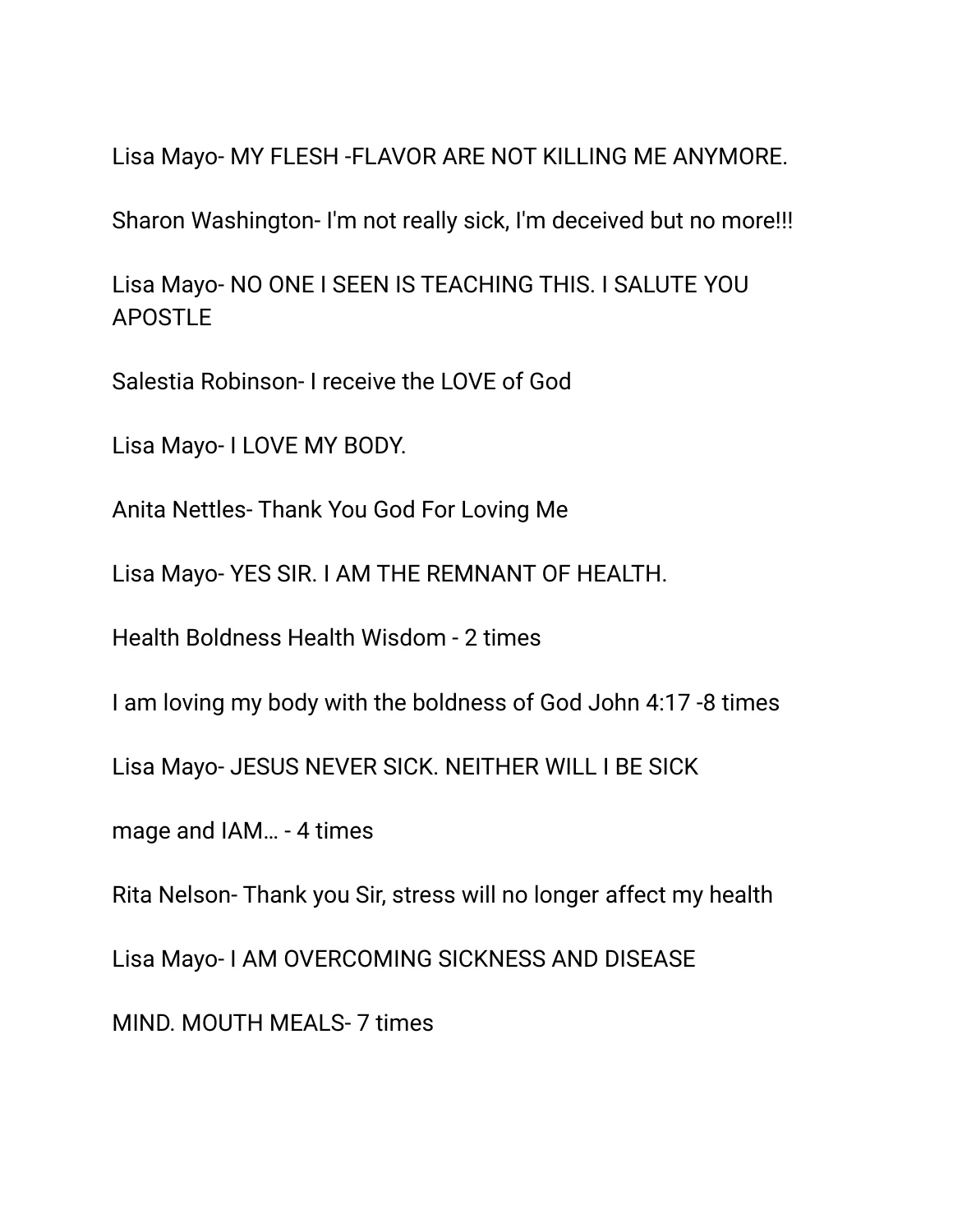Lisa Mayo- MY FLESH -FLAVOR ARE NOT KILLING ME ANYMORE.

Sharon Washington- I'm not really sick, I'm deceived but no more!!!

Lisa Mayo- NO ONE I SEEN IS TEACHING THIS. I SALUTE YOU APOSTLE

Salestia Robinson- I receive the LOVE of God

Lisa Mayo- I LOVE MY BODY.

Anita Nettles- Thank You God For Loving Me

Lisa Mayo- YES SIR. I AM THE REMNANT OF HEALTH.

Health Boldness Health Wisdom - 2 times

I am loving my body with the boldness of God John 4:17 -8 times

Lisa Mayo- JESUS NEVER SICK. NEITHER WILL I BE SICK

mage and IAM… - 4 times

Rita Nelson- Thank you Sir, stress will no longer affect my health

Lisa Mayo- I AM OVERCOMING SICKNESS AND DISEASE

MIND. MOUTH MEALS- 7 times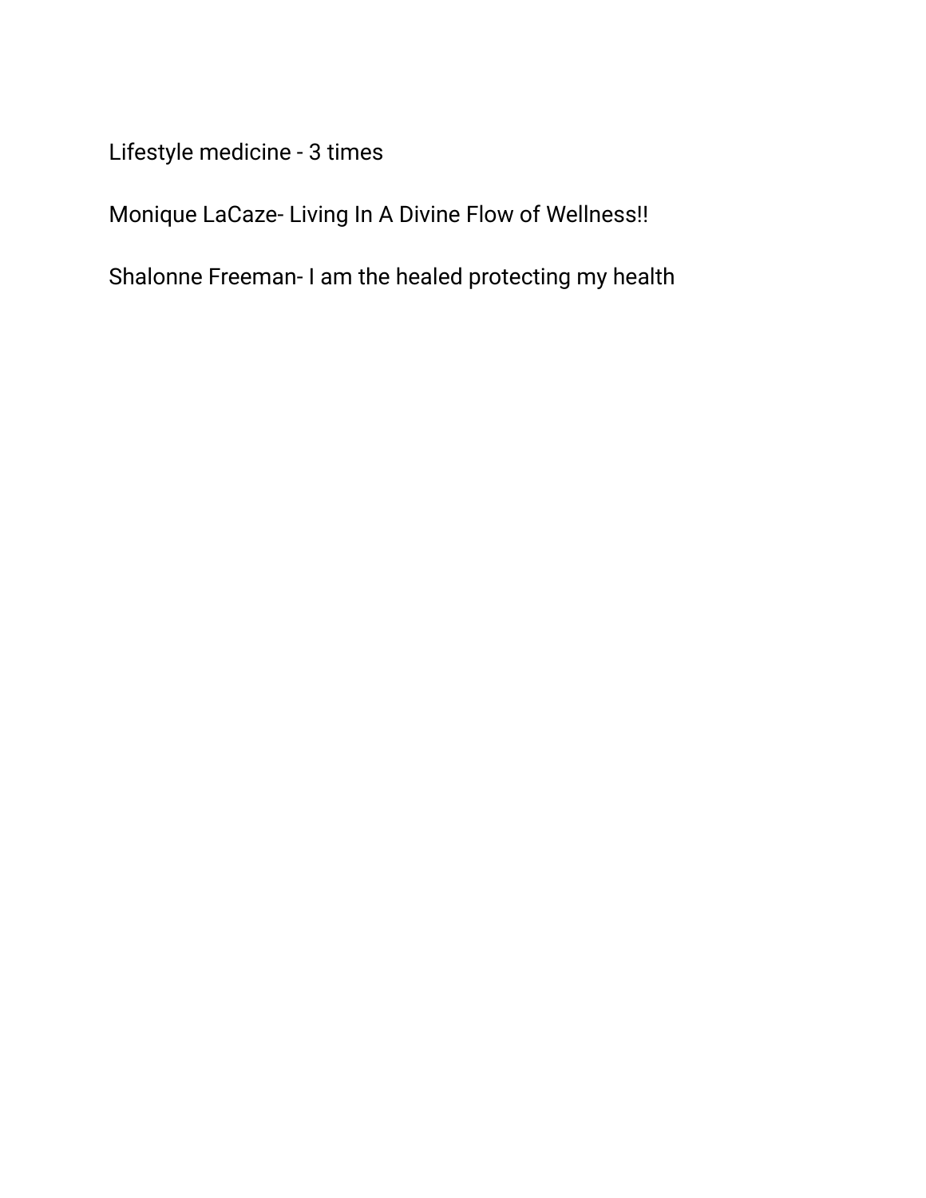Lifestyle medicine - 3 times

Monique LaCaze- Living In A Divine Flow of Wellness!!

Shalonne Freeman- I am the healed protecting my health